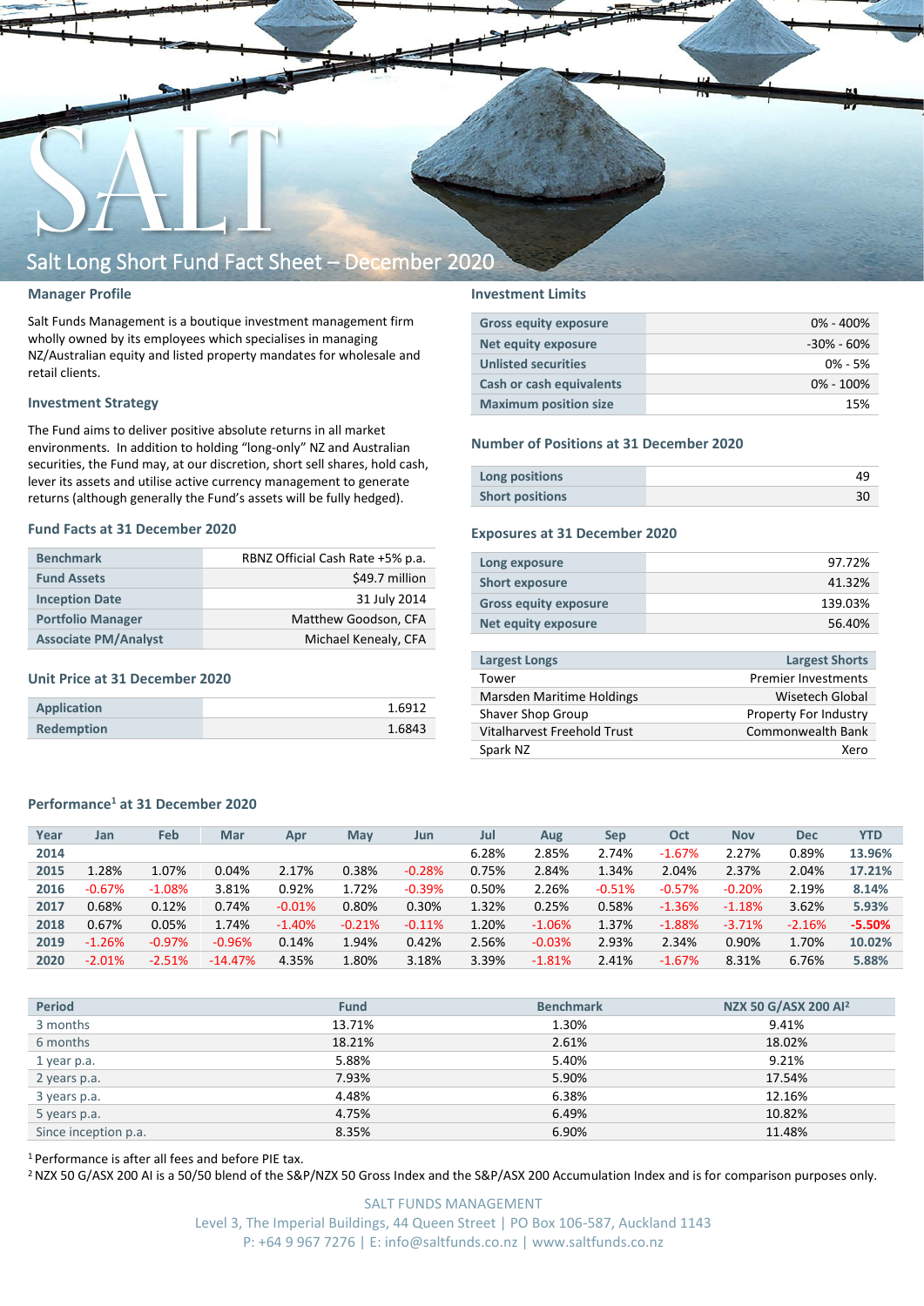# Salt Long Short Fund Fact Sheet – December 2020

## Manager Profile

Salt Funds Management is a boutique investment management firm wholly owned by its employees which specialises in managing NZ/Australian equity and listed property mandates for wholesale and retail clients.

## Investment Strategy

The Fund aims to deliver positive absolute returns in all market environments. In addition to holding "long-only" NZ and Australian securities, the Fund may, at our discretion, short sell shares, hold cash, lever its assets and utilise active currency management to generate returns (although generally the Fund's assets will be fully hedged).

## Fund Facts at 31 December 2020

| | |
|---|---|
| Benchmark | RBNZ Official Cash Rate +5% p.a. |
| Fund Assets | $49.7 million |
| Inception Date | 31 July 2014 |
| Portfolio Manager | Matthew Goodson, CFA |
| Associate PM/Analyst | Michael Kenealy, CFA |

## Unit Price at 31 December 2020

| | |
|---|---|
| Application | 1.6912 |
| Redemption | 1.6843 |

## Investment Limits

| | |
|---|---|
| Gross equity exposure | 0% - 400% |
| Net equity exposure | -30% - 60% |
| Unlisted securities | 0% - 5% |
| Cash or cash equivalents | 0% - 100% |
| Maximum position size | 15% |

## Number of Positions at 31 December 2020

| | |
|---|---|
| Long positions | 49 |
| Short positions | 30 |

## Exposures at 31 December 2020

| | |
|---|---|
| Long exposure | 97.72% |
| Short exposure | 41.32% |
| Gross equity exposure | 139.03% |
| Net equity exposure | 56.40% |

| Largest Longs | Largest Shorts |
|---|---|
| Tower | Premier Investments |
| Marsden Maritime Holdings | Wisetech Global |
| Shaver Shop Group | Property For Industry |
| Vitalharvest Freehold Trust | Commonwealth Bank |
| Spark NZ | Xero |

## Performance[1] at 31 December 2020

| Year | Jan | Feb | Mar | Apr | May | Jun | Jul | Aug | Sep | Oct | Nov | Dec | YTD |
|---|---|---|---|---|---|---|---|---|---|---|---|---|---|
| 2014 | | | | | | | 6.28% | 2.85% | 2.74% | -1.67% | 2.27% | 0.89% | 13.96% |
| 2015 | 1.28% | 1.07% | 0.04% | 2.17% | 0.38% | -0.28% | 0.75% | 2.84% | 1.34% | 2.04% | 2.37% | 2.04% | 17.21% |
| 2016 | -0.67% | -1.08% | 3.81% | 0.92% | 1.72% | -0.39% | 0.50% | 2.26% | -0.51% | -0.57% | -0.20% | 2.19% | 8.14% |
| 2017 | 0.68% | 0.12% | 0.74% | -0.01% | 0.80% | 0.30% | 1.32% | 0.25% | 0.58% | -1.36% | -1.18% | 3.62% | 5.93% |
| 2018 | 0.67% | 0.05% | 1.74% | -1.40% | -0.21% | -0.11% | 1.20% | -1.06% | 1.37% | -1.88% | -3.71% | -2.16% | -5.50% |
| 2019 | -1.26% | -0.97% | -0.96% | 0.14% | 1.94% | 0.42% | 2.56% | -0.03% | 2.93% | 2.34% | 0.90% | 1.70% | 10.02% |
| 2020 | -2.01% | -2.51% | -14.47% | 4.35% | 1.80% | 3.18% | 3.39% | -1.81% | 2.41% | -1.67% | 8.31% | 6.76% | 5.88% |

| Period | Fund | Benchmark | NZX 50 G/ASX 200 AI[2] |
|---|---|---|---|
| 3 months | 13.71% | 1.30% | 9.41% |
| 6 months | 18.21% | 2.61% | 18.02% |
| 1 year p.a. | 5.88% | 5.40% | 9.21% |
| 2 years p.a. | 7.93% | 5.90% | 17.54% |
| 3 years p.a. | 4.48% | 6.38% | 12.16% |
| 5 years p.a. | 4.75% | 6.49% | 10.82% |
| Since inception p.a. | 8.35% | 6.90% | 11.48% |

[1] Performance is after all fees and before PIE tax.

[2] NZX 50 G/ASX 200 AI is a 50/50 blend of the S&P/NZX 50 Gross Index and the S&P/ASX 200 Accumulation Index and is for comparison purposes only.

SALT FUNDS MANAGEMENT
Level 3, The Imperial Buildings, 44 Queen Street | PO Box 106-587, Auckland 1143
P: +64 9 967 7276 | E: info@saltfunds.co.nz | www.saltfunds.co.nz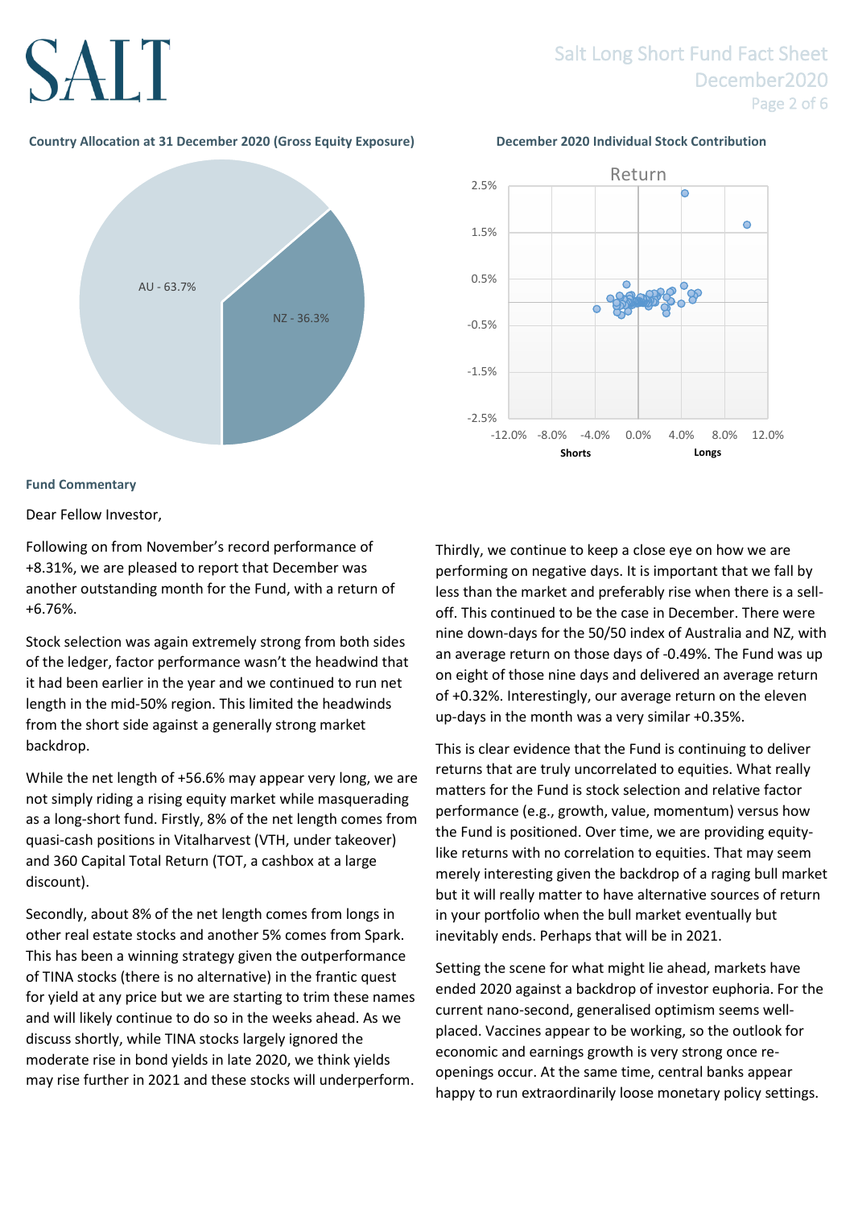## Country Allocation at 31 December 2020 (Gross Equity Exposure)

AU - 63.7%

NZ - 36.3%

## December 2020 Individual Stock Contribution

Return

Shorts — Longs

## Fund Commentary

Dear Fellow Investor,

Following on from November's record performance of +8.31%, we are pleased to report that December was another outstanding month for the Fund, with a return of +6.76%.

Stock selection was again extremely strong from both sides of the ledger, factor performance wasn't the headwind that it had been earlier in the year and we continued to run net length in the mid-50% region. This limited the headwinds from the short side against a generally strong market backdrop.

While the net length of +56.6% may appear very long, we are not simply riding a rising equity market while masquerading as a long-short fund. Firstly, 8% of the net length comes from quasi-cash positions in Vitalharvest (VTH, under takeover) and 360 Capital Total Return (TOT, a cashbox at a large discount).

Secondly, about 8% of the net length comes from longs in other real estate stocks and another 5% comes from Spark. This has been a winning strategy given the outperformance of TINA stocks (there is no alternative) in the frantic quest for yield at any price but we are starting to trim these names and will likely continue to do so in the weeks ahead. As we discuss shortly, while TINA stocks largely ignored the moderate rise in bond yields in late 2020, we think yields may rise further in 2021 and these stocks will underperform.

Thirdly, we continue to keep a close eye on how we are performing on negative days. It is important that we fall by less than the market and preferably rise when there is a sell-off. This continued to be the case in December. There were nine down-days for the 50/50 index of Australia and NZ, with an average return on those days of -0.49%. The Fund was up on eight of those nine days and delivered an average return of +0.32%. Interestingly, our average return on the eleven up-days in the month was a very similar +0.35%.

This is clear evidence that the Fund is continuing to deliver returns that are truly uncorrelated to equities. What really matters for the Fund is stock selection and relative factor performance (e.g., growth, value, momentum) versus how the Fund is positioned. Over time, we are providing equity-like returns with no correlation to equities. That may seem merely interesting given the backdrop of a raging bull market but it will really matter to have alternative sources of return in your portfolio when the bull market eventually but inevitably ends. Perhaps that will be in 2021.

Setting the scene for what might lie ahead, markets have ended 2020 against a backdrop of investor euphoria. For the current nano-second, generalised optimism seems well-placed. Vaccines appear to be working, so the outlook for economic and earnings growth is very strong once re-openings occur. At the same time, central banks appear happy to run extraordinarily loose monetary policy settings.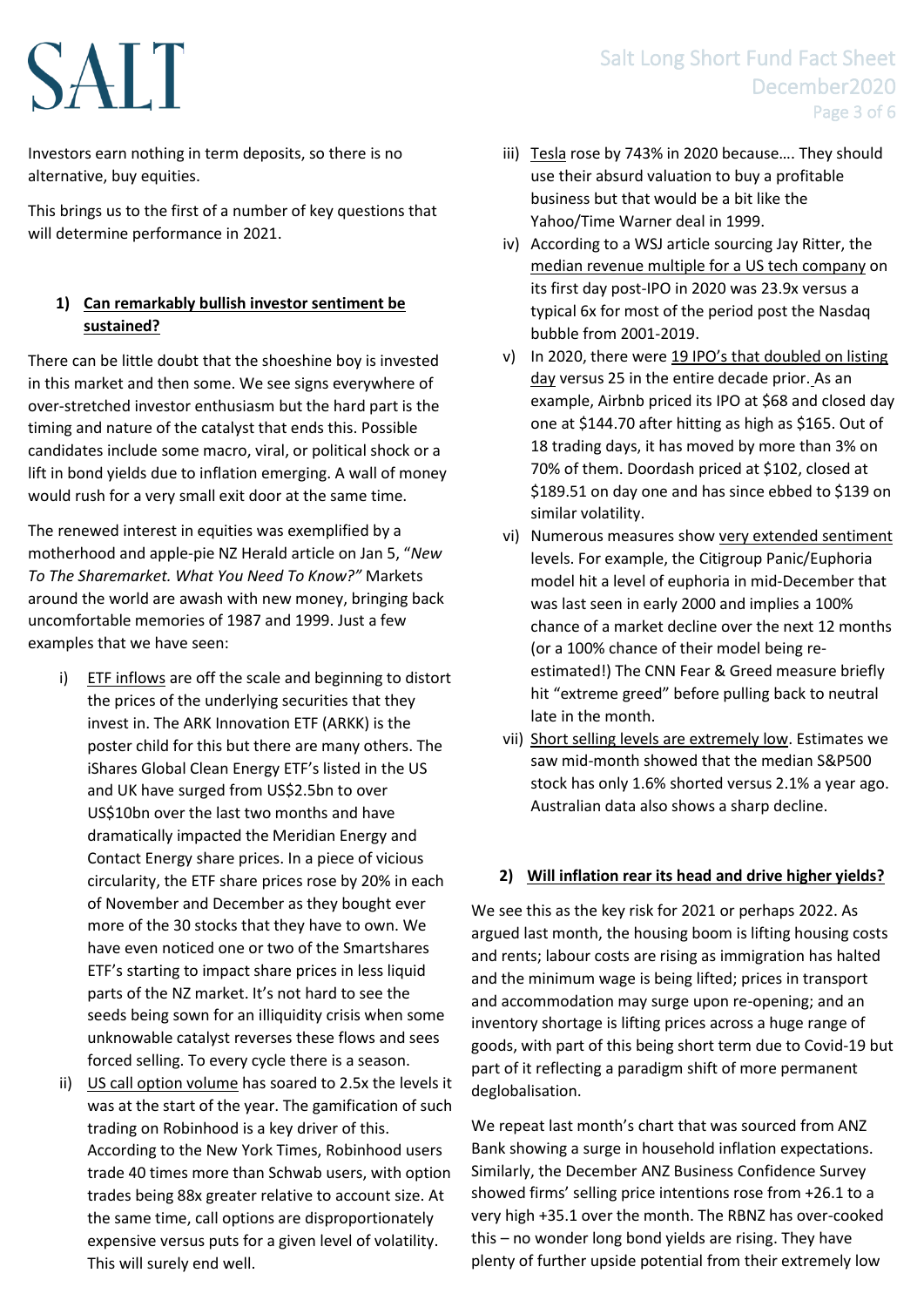Investors earn nothing in term deposits, so there is no alternative, buy equities.

This brings us to the first of a number of key questions that will determine performance in 2021.

1) **Can remarkably bullish investor sentiment be sustained?**

There can be little doubt that the shoeshine boy is invested in this market and then some. We see signs everywhere of over-stretched investor enthusiasm but the hard part is the timing and nature of the catalyst that ends this. Possible candidates include some macro, viral, or political shock or a lift in bond yields due to inflation emerging. A wall of money would rush for a very small exit door at the same time.

The renewed interest in equities was exemplified by a motherhood and apple-pie NZ Herald article on Jan 5, "*New To The Sharemarket. What You Need To Know?"* Markets around the world are awash with new money, bringing back uncomfortable memories of 1987 and 1999. Just a few examples that we have seen:

i) ETF inflows are off the scale and beginning to distort the prices of the underlying securities that they invest in. The ARK Innovation ETF (ARKK) is the poster child for this but there are many others. The iShares Global Clean Energy ETF's listed in the US and UK have surged from US$2.5bn to over US$10bn over the last two months and have dramatically impacted the Meridian Energy and Contact Energy share prices. In a piece of vicious circularity, the ETF share prices rose by 20% in each of November and December as they bought ever more of the 30 stocks that they have to own. We have even noticed one or two of the Smartshares ETF's starting to impact share prices in less liquid parts of the NZ market. It's not hard to see the seeds being sown for an illiquidity crisis when some unknowable catalyst reverses these flows and sees forced selling. To every cycle there is a season.

ii) US call option volume has soared to 2.5x the levels it was at the start of the year. The gamification of such trading on Robinhood is a key driver of this. According to the New York Times, Robinhood users trade 40 times more than Schwab users, with option trades being 88x greater relative to account size. At the same time, call options are disproportionately expensive versus puts for a given level of volatility. This will surely end well.

iii) Tesla rose by 743% in 2020 because…. They should use their absurd valuation to buy a profitable business but that would be a bit like the Yahoo/Time Warner deal in 1999.

iv) According to a WSJ article sourcing Jay Ritter, the median revenue multiple for a US tech company on its first day post-IPO in 2020 was 23.9x versus a typical 6x for most of the period post the Nasdaq bubble from 2001-2019.

v) In 2020, there were 19 IPO's that doubled on listing day versus 25 in the entire decade prior. As an example, Airbnb priced its IPO at $68 and closed day one at $144.70 after hitting as high as $165. Out of 18 trading days, it has moved by more than 3% on 70% of them. Doordash priced at $102, closed at $189.51 on day one and has since ebbed to $139 on similar volatility.

vi) Numerous measures show very extended sentiment levels. For example, the Citigroup Panic/Euphoria model hit a level of euphoria in mid-December that was last seen in early 2000 and implies a 100% chance of a market decline over the next 12 months (or a 100% chance of their model being re-estimated!) The CNN Fear & Greed measure briefly hit "extreme greed" before pulling back to neutral late in the month.

vii) Short selling levels are extremely low. Estimates we saw mid-month showed that the median S&P500 stock has only 1.6% shorted versus 2.1% a year ago. Australian data also shows a sharp decline.

2) **Will inflation rear its head and drive higher yields?**

We see this as the key risk for 2021 or perhaps 2022. As argued last month, the housing boom is lifting housing costs and rents; labour costs are rising as immigration has halted and the minimum wage is being lifted; prices in transport and accommodation may surge upon re-opening; and an inventory shortage is lifting prices across a huge range of goods, with part of this being short term due to Covid-19 but part of it reflecting a paradigm shift of more permanent deglobalisation.

We repeat last month's chart that was sourced from ANZ Bank showing a surge in household inflation expectations. Similarly, the December ANZ Business Confidence Survey showed firms' selling price intentions rose from +26.1 to a very high +35.1 over the month. The RBNZ has over-cooked this – no wonder long bond yields are rising. They have plenty of further upside potential from their extremely low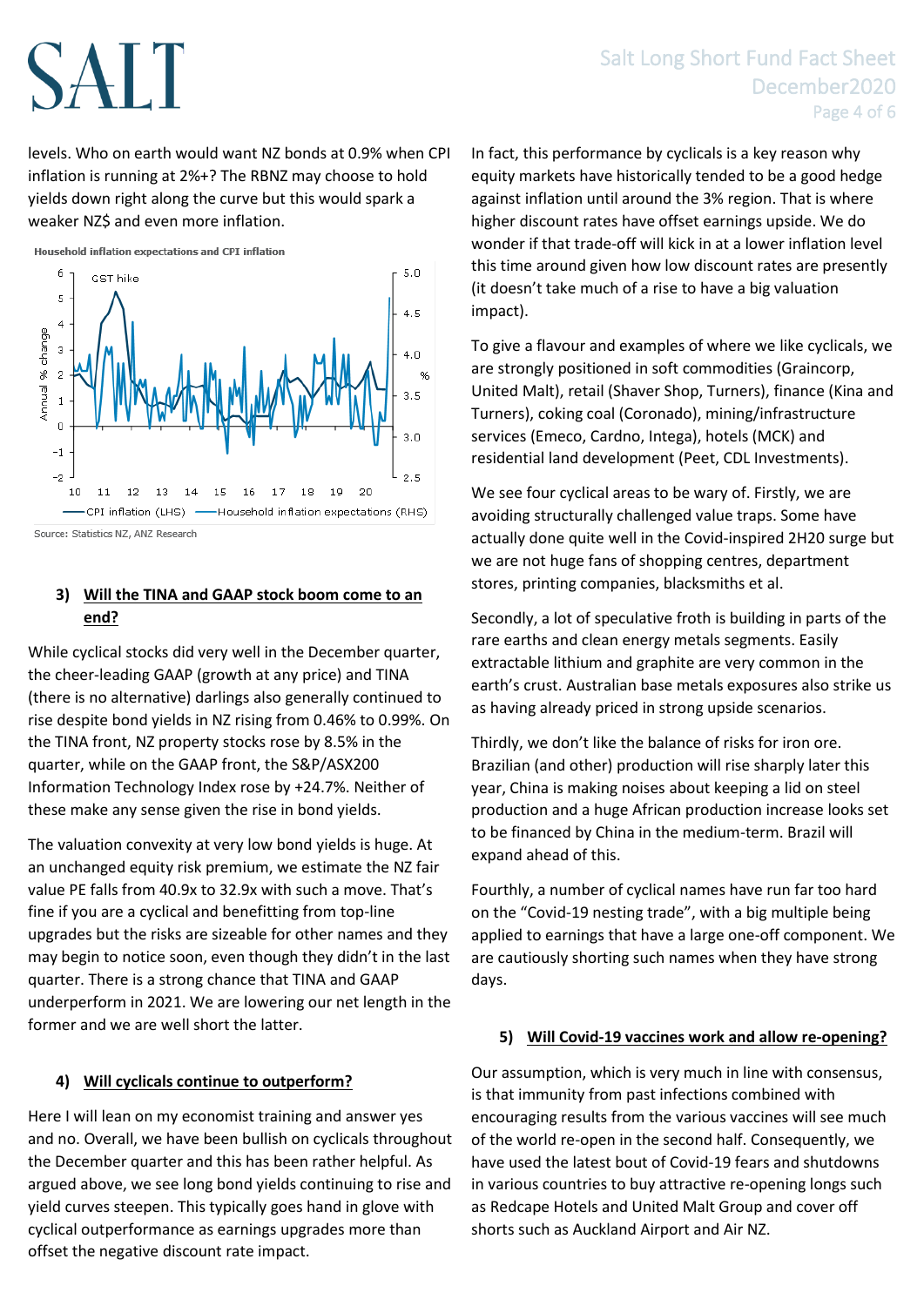levels. Who on earth would want NZ bonds at 0.9% when CPI inflation is running at 2%+? The RBNZ may choose to hold yields down right along the curve but this would spark a weaker NZ$ and even more inflation.

Household inflation expectations and CPI inflation

Source: Statistics NZ, ANZ Research

### 3) Will the TINA and GAAP stock boom come to an end?

While cyclical stocks did very well in the December quarter, the cheer-leading GAAP (growth at any price) and TINA (there is no alternative) darlings also generally continued to rise despite bond yields in NZ rising from 0.46% to 0.99%. On the TINA front, NZ property stocks rose by 8.5% in the quarter, while on the GAAP front, the S&P/ASX200 Information Technology Index rose by +24.7%. Neither of these make any sense given the rise in bond yields.

The valuation convexity at very low bond yields is huge. At an unchanged equity risk premium, we estimate the NZ fair value PE falls from 40.9x to 32.9x with such a move. That's fine if you are a cyclical and benefitting from top-line upgrades but the risks are sizeable for other names and they may begin to notice soon, even though they didn't in the last quarter. There is a strong chance that TINA and GAAP underperform in 2021. We are lowering our net length in the former and we are well short the latter.

### 4) Will cyclicals continue to outperform?

Here I will lean on my economist training and answer yes and no. Overall, we have been bullish on cyclicals throughout the December quarter and this has been rather helpful. As argued above, we see long bond yields continuing to rise and yield curves steepen. This typically goes hand in glove with cyclical outperformance as earnings upgrades more than offset the negative discount rate impact.

In fact, this performance by cyclicals is a key reason why equity markets have historically tended to be a good hedge against inflation until around the 3% region. That is where higher discount rates have offset earnings upside. We do wonder if that trade-off will kick in at a lower inflation level this time around given how low discount rates are presently (it doesn't take much of a rise to have a big valuation impact).

To give a flavour and examples of where we like cyclicals, we are strongly positioned in soft commodities (Graincorp, United Malt), retail (Shaver Shop, Turners), finance (Kina and Turners), coking coal (Coronado), mining/infrastructure services (Emeco, Cardno, Intega), hotels (MCK) and residential land development (Peet, CDL Investments).

We see four cyclical areas to be wary of. Firstly, we are avoiding structurally challenged value traps. Some have actually done quite well in the Covid-inspired 2H20 surge but we are not huge fans of shopping centres, department stores, printing companies, blacksmiths et al.

Secondly, a lot of speculative froth is building in parts of the rare earths and clean energy metals segments. Easily extractable lithium and graphite are very common in the earth's crust. Australian base metals exposures also strike us as having already priced in strong upside scenarios.

Thirdly, we don't like the balance of risks for iron ore. Brazilian (and other) production will rise sharply later this year, China is making noises about keeping a lid on steel production and a huge African production increase looks set to be financed by China in the medium-term. Brazil will expand ahead of this.

Fourthly, a number of cyclical names have run far too hard on the "Covid-19 nesting trade", with a big multiple being applied to earnings that have a large one-off component. We are cautiously shorting such names when they have strong days.

### 5) Will Covid-19 vaccines work and allow re-opening?

Our assumption, which is very much in line with consensus, is that immunity from past infections combined with encouraging results from the various vaccines will see much of the world re-open in the second half. Consequently, we have used the latest bout of Covid-19 fears and shutdowns in various countries to buy attractive re-opening longs such as Redcape Hotels and United Malt Group and cover off shorts such as Auckland Airport and Air NZ.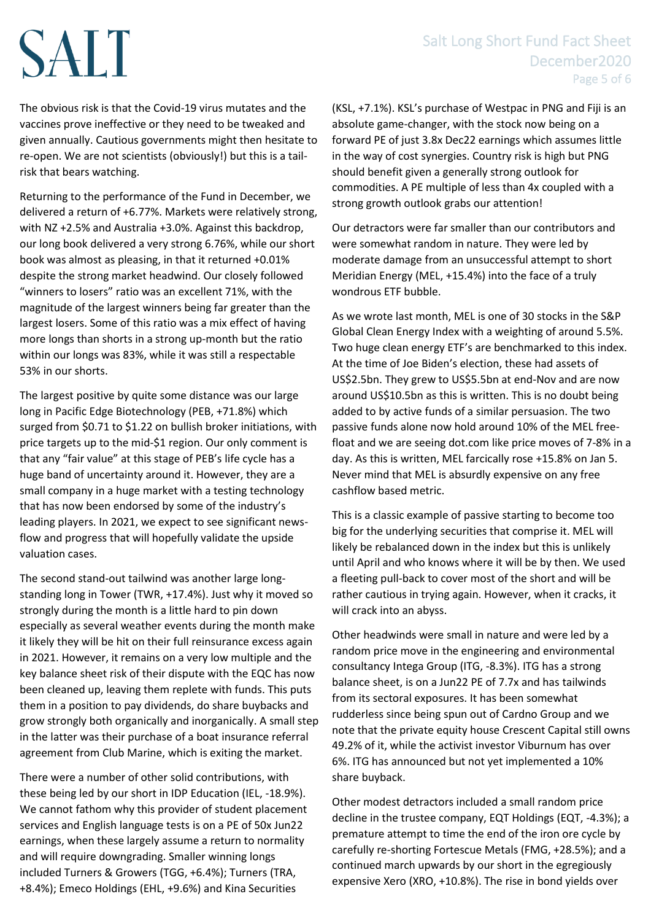The obvious risk is that the Covid-19 virus mutates and the vaccines prove ineffective or they need to be tweaked and given annually. Cautious governments might then hesitate to re-open. We are not scientists (obviously!) but this is a tail-risk that bears watching.

Returning to the performance of the Fund in December, we delivered a return of +6.77%. Markets were relatively strong, with NZ +2.5% and Australia +3.0%. Against this backdrop, our long book delivered a very strong 6.76%, while our short book was almost as pleasing, in that it returned +0.01% despite the strong market headwind. Our closely followed "winners to losers" ratio was an excellent 71%, with the magnitude of the largest winners being far greater than the largest losers. Some of this ratio was a mix effect of having more longs than shorts in a strong up-month but the ratio within our longs was 83%, while it was still a respectable 53% in our shorts.

The largest positive by quite some distance was our large long in Pacific Edge Biotechnology (PEB, +71.8%) which surged from $0.71 to $1.22 on bullish broker initiations, with price targets up to the mid-$1 region. Our only comment is that any "fair value" at this stage of PEB's life cycle has a huge band of uncertainty around it. However, they are a small company in a huge market with a testing technology that has now been endorsed by some of the industry's leading players. In 2021, we expect to see significant news-flow and progress that will hopefully validate the upside valuation cases.

The second stand-out tailwind was another large long-standing long in Tower (TWR, +17.4%). Just why it moved so strongly during the month is a little hard to pin down especially as several weather events during the month make it likely they will be hit on their full reinsurance excess again in 2021. However, it remains on a very low multiple and the key balance sheet risk of their dispute with the EQC has now been cleaned up, leaving them replete with funds. This puts them in a position to pay dividends, do share buybacks and grow strongly both organically and inorganically. A small step in the latter was their purchase of a boat insurance referral agreement from Club Marine, which is exiting the market.

There were a number of other solid contributions, with these being led by our short in IDP Education (IEL, -18.9%). We cannot fathom why this provider of student placement services and English language tests is on a PE of 50x Jun22 earnings, when these largely assume a return to normality and will require downgrading. Smaller winning longs included Turners & Growers (TGG, +6.4%); Turners (TRA, +8.4%); Emeco Holdings (EHL, +9.6%) and Kina Securities (KSL, +7.1%). KSL's purchase of Westpac in PNG and Fiji is an absolute game-changer, with the stock now being on a forward PE of just 3.8x Dec22 earnings which assumes little in the way of cost synergies. Country risk is high but PNG should benefit given a generally strong outlook for commodities. A PE multiple of less than 4x coupled with a strong growth outlook grabs our attention!

Our detractors were far smaller than our contributors and were somewhat random in nature. They were led by moderate damage from an unsuccessful attempt to short Meridian Energy (MEL, +15.4%) into the face of a truly wondrous ETF bubble.

As we wrote last month, MEL is one of 30 stocks in the S&P Global Clean Energy Index with a weighting of around 5.5%. Two huge clean energy ETF's are benchmarked to this index. At the time of Joe Biden's election, these had assets of US$2.5bn. They grew to US$5.5bn at end-Nov and are now around US$10.5bn as this is written. This is no doubt being added to by active funds of a similar persuasion. The two passive funds alone now hold around 10% of the MEL free-float and we are seeing dot.com like price moves of 7-8% in a day. As this is written, MEL farcically rose +15.8% on Jan 5. Never mind that MEL is absurdly expensive on any free cashflow based metric.

This is a classic example of passive starting to become too big for the underlying securities that comprise it. MEL will likely be rebalanced down in the index but this is unlikely until April and who knows where it will be by then. We used a fleeting pull-back to cover most of the short and will be rather cautious in trying again. However, when it cracks, it will crack into an abyss.

Other headwinds were small in nature and were led by a random price move in the engineering and environmental consultancy Intega Group (ITG, -8.3%). ITG has a strong balance sheet, is on a Jun22 PE of 7.7x and has tailwinds from its sectoral exposures. It has been somewhat rudderless since being spun out of Cardno Group and we note that the private equity house Crescent Capital still owns 49.2% of it, while the activist investor Viburnum has over 6%. ITG has announced but not yet implemented a 10% share buyback.

Other modest detractors included a small random price decline in the trustee company, EQT Holdings (EQT, -4.3%); a premature attempt to time the end of the iron ore cycle by carefully re-shorting Fortescue Metals (FMG, +28.5%); and a continued march upwards by our short in the egregiously expensive Xero (XRO, +10.8%). The rise in bond yields over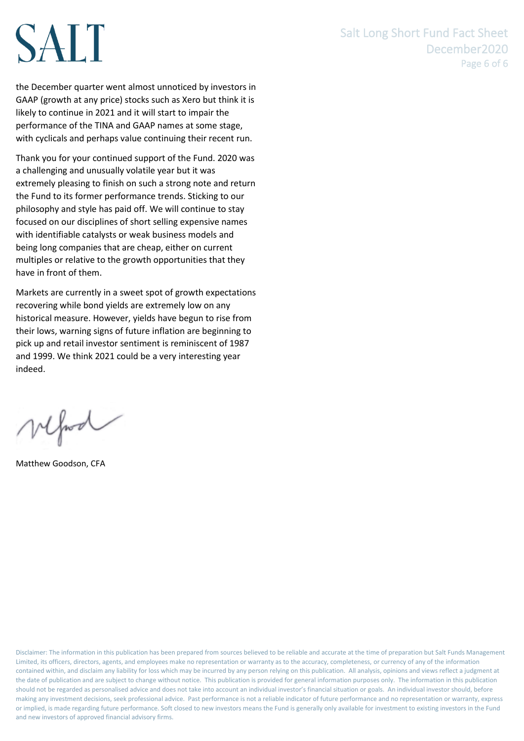the December quarter went almost unnoticed by investors in GAAP (growth at any price) stocks such as Xero but think it is likely to continue in 2021 and it will start to impair the performance of the TINA and GAAP names at some stage, with cyclicals and perhaps value continuing their recent run.

Thank you for your continued support of the Fund. 2020 was a challenging and unusually volatile year but it was extremely pleasing to finish on such a strong note and return the Fund to its former performance trends. Sticking to our philosophy and style has paid off. We will continue to stay focused on our disciplines of short selling expensive names with identifiable catalysts or weak business models and being long companies that are cheap, either on current multiples or relative to the growth opportunities that they have in front of them.

Markets are currently in a sweet spot of growth expectations recovering while bond yields are extremely low on any historical measure. However, yields have begun to rise from their lows, warning signs of future inflation are beginning to pick up and retail investor sentiment is reminiscent of 1987 and 1999. We think 2021 could be a very interesting year indeed.

Matthew Goodson, CFA

Disclaimer: The information in this publication has been prepared from sources believed to be reliable and accurate at the time of preparation but Salt Funds Management Limited, its officers, directors, agents, and employees make no representation or warranty as to the accuracy, completeness, or currency of any of the information contained within, and disclaim any liability for loss which may be incurred by any person relying on this publication. All analysis, opinions and views reflect a judgment at the date of publication and are subject to change without notice. This publication is provided for general information purposes only. The information in this publication should not be regarded as personalised advice and does not take into account an individual investor's financial situation or goals. An individual investor should, before making any investment decisions, seek professional advice. Past performance is not a reliable indicator of future performance and no representation or warranty, express or implied, is made regarding future performance. Soft closed to new investors means the Fund is generally only available for investment to existing investors in the Fund and new investors of approved financial advisory firms.